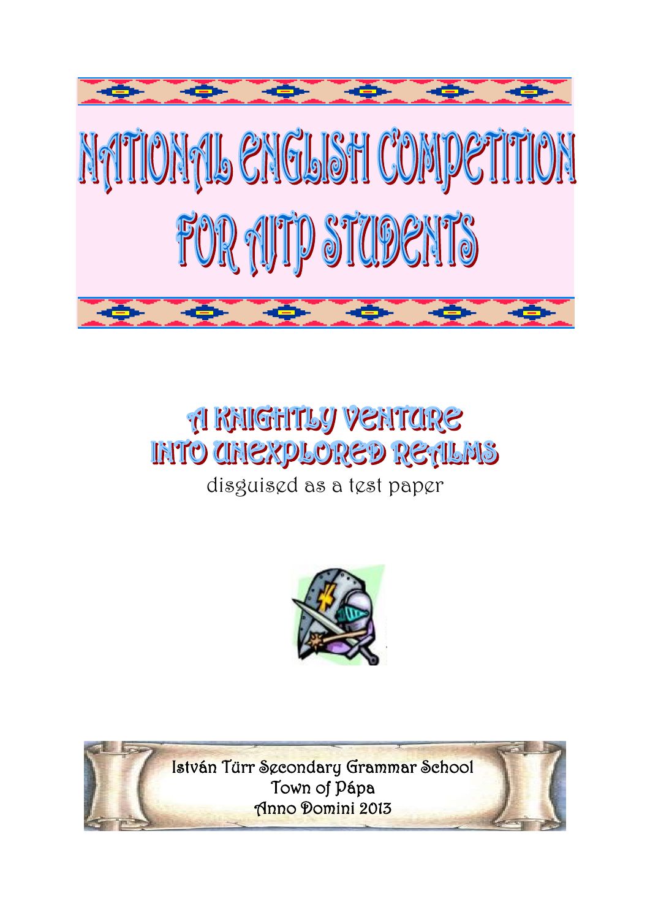# NATIONAL ENGLISH COMPETITION FOR AJTP STUDENTS

## A KNIGHTLY VENTURE INTO UNEXPLORED REALMS

disguised as a test paper

István Türr Secondary Grammar School
Town of Pápa
Anno Domini 2013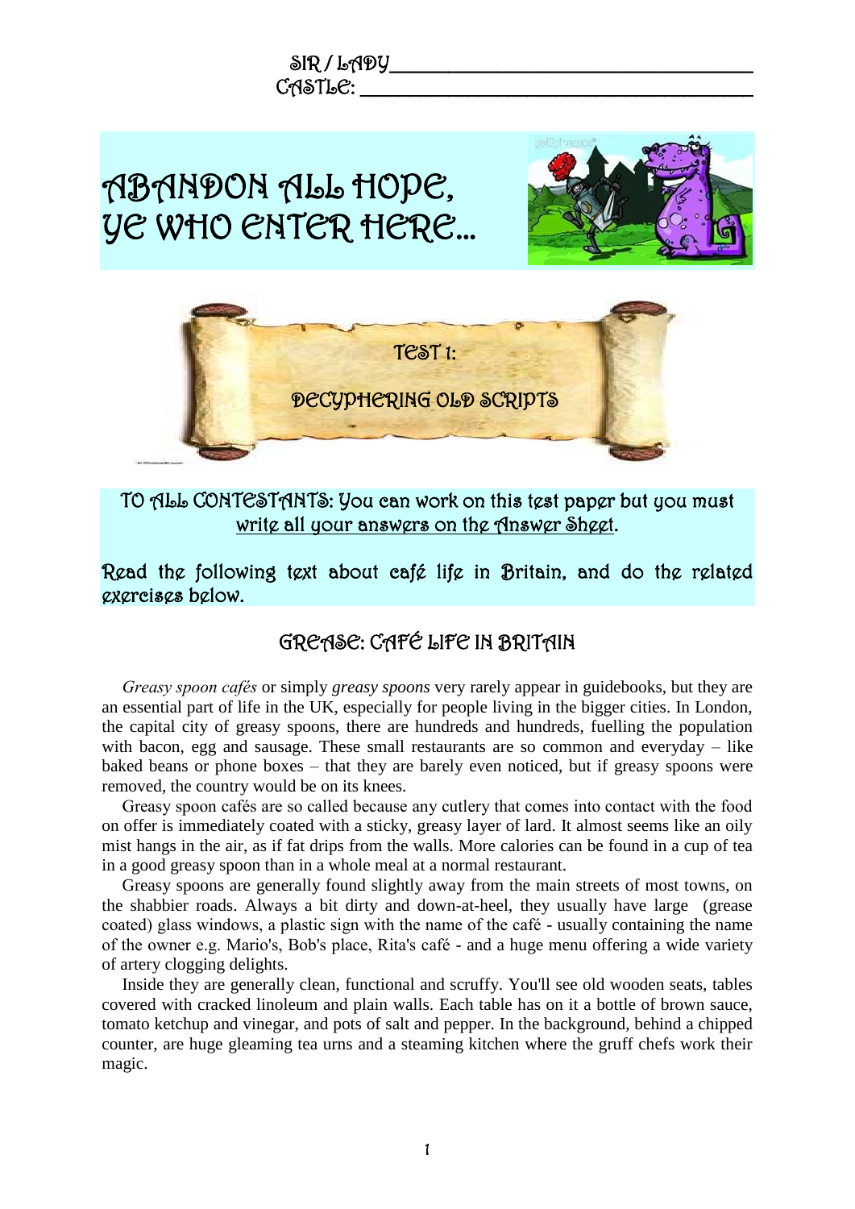SIR / LADY ________________________________________
CASTLE: ________________________________________

# ABANDON ALL HOPE, YE WHO ENTER HERE...

## TEST 1:

## DECYPHERING OLD SCRIPTS

TO ALL CONTESTANTS: You can work on this test paper but you must <u>write all your answers on the Answer Sheet</u>.

Read the following text about café life in Britain, and do the related exercises below.

### GREASE: CAFÉ LIFE IN BRITAIN

*Greasy spoon cafés* or simply *greasy spoons* very rarely appear in guidebooks, but they are an essential part of life in the UK, especially for people living in the bigger cities. In London, the capital city of greasy spoons, there are hundreds and hundreds, fuelling the population with bacon, egg and sausage. These small restaurants are so common and everyday – like baked beans or phone boxes – that they are barely even noticed, but if greasy spoons were removed, the country would be on its knees.

Greasy spoon cafés are so called because any cutlery that comes into contact with the food on offer is immediately coated with a sticky, greasy layer of lard. It almost seems like an oily mist hangs in the air, as if fat drips from the walls. More calories can be found in a cup of tea in a good greasy spoon than in a whole meal at a normal restaurant.

Greasy spoons are generally found slightly away from the main streets of most towns, on the shabbier roads. Always a bit dirty and down-at-heel, they usually have large (grease coated) glass windows, a plastic sign with the name of the café - usually containing the name of the owner e.g. Mario's, Bob's place, Rita's café - and a huge menu offering a wide variety of artery clogging delights.

Inside they are generally clean, functional and scruffy. You'll see old wooden seats, tables covered with cracked linoleum and plain walls. Each table has on it a bottle of brown sauce, tomato ketchup and vinegar, and pots of salt and pepper. In the background, behind a chipped counter, are huge gleaming tea urns and a steaming kitchen where the gruff chefs work their magic.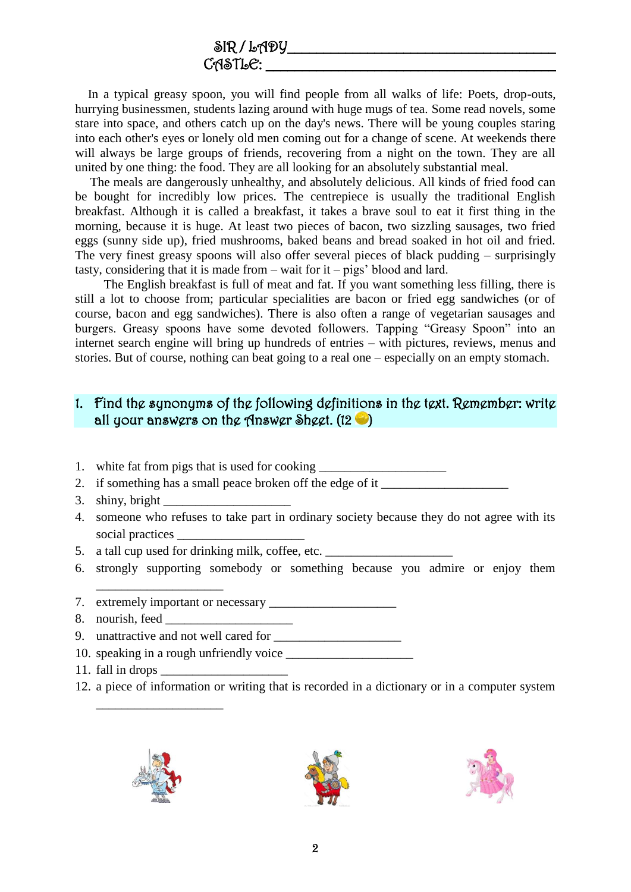SIR / LADY___________________________________
CASTLE: ______________________________________

In a typical greasy spoon, you will find people from all walks of life: Poets, drop-outs, hurrying businessmen, students lazing around with huge mugs of tea. Some read novels, some stare into space, and others catch up on the day's news. There will be young couples staring into each other's eyes or lonely old men coming out for a change of scene. At weekends there will always be large groups of friends, recovering from a night on the town. They are all united by one thing: the food. They are all looking for an absolutely substantial meal.

The meals are dangerously unhealthy, and absolutely delicious. All kinds of fried food can be bought for incredibly low prices. The centrepiece is usually the traditional English breakfast. Although it is called a breakfast, it takes a brave soul to eat it first thing in the morning, because it is huge. At least two pieces of bacon, two sizzling sausages, two fried eggs (sunny side up), fried mushrooms, baked beans and bread soaked in hot oil and fried. The very finest greasy spoons will also offer several pieces of black pudding – surprisingly tasty, considering that it is made from – wait for it – pigs' blood and lard.

The English breakfast is full of meat and fat. If you want something less filling, there is still a lot to choose from; particular specialities are bacon or fried egg sandwiches (or of course, bacon and egg sandwiches). There is also often a range of vegetarian sausages and burgers. Greasy spoons have some devoted followers. Tapping "Greasy Spoon" into an internet search engine will bring up hundreds of entries – with pictures, reviews, menus and stories. But of course, nothing can beat going to a real one – especially on an empty stomach.

## 1. Find the synonyms of the following definitions in the text. Remember: write all your answers on the Answer Sheet. (12 )

1. white fat from pigs that is used for cooking ____________________
2. if something has a small peace broken off the edge of it ____________________
3. shiny, bright ____________________
4. someone who refuses to take part in ordinary society because they do not agree with its social practices ____________________
5. a tall cup used for drinking milk, coffee, etc. ____________________
6. strongly supporting somebody or something because you admire or enjoy them ____________________
7. extremely important or necessary ____________________
8. nourish, feed ____________________
9. unattractive and not well cared for ____________________
10. speaking in a rough unfriendly voice ____________________
11. fall in drops ____________________
12. a piece of information or writing that is recorded in a dictionary or in a computer system ____________________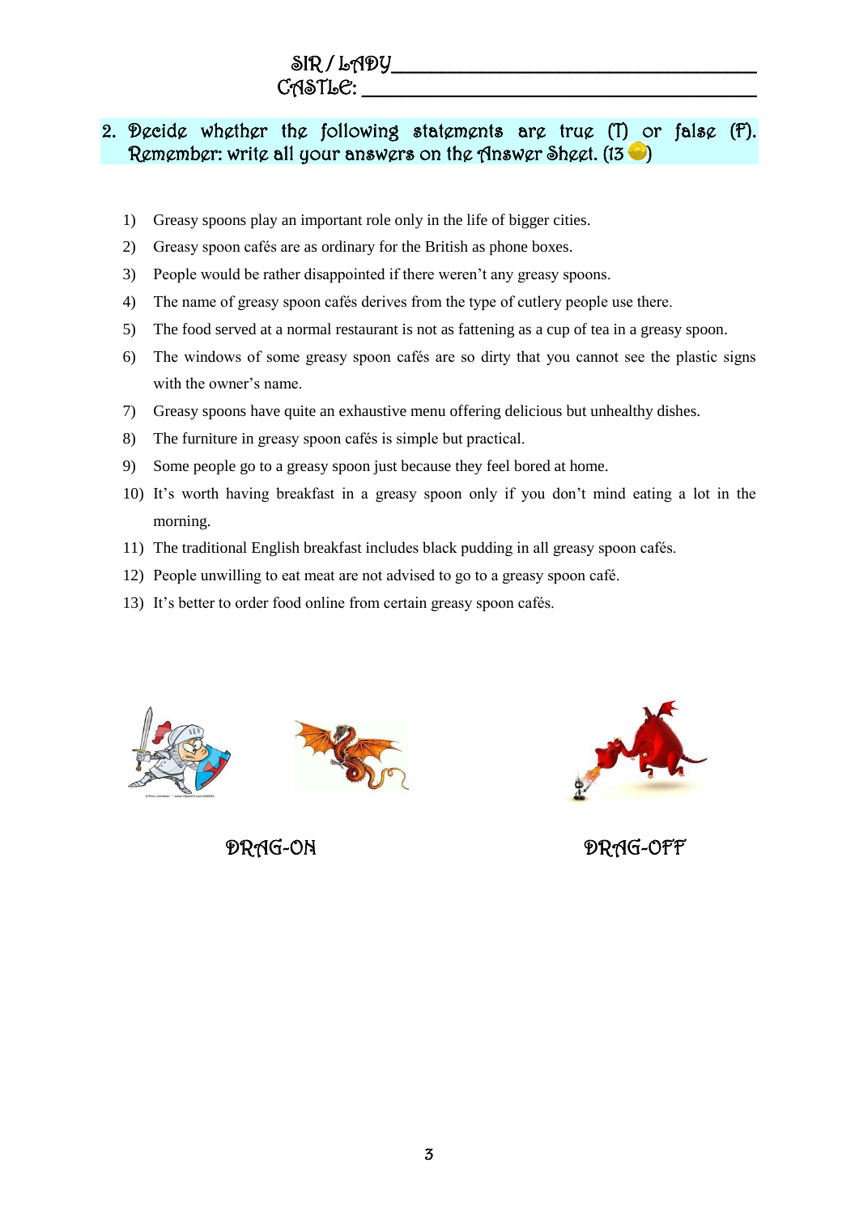SIR / LADY ____________________________________

CASTLE: ____________________________________

## 2. Decide whether the following statements are true (T) or false (F). Remember: write all your answers on the Answer Sheet. (13 )

1) Greasy spoons play an important role only in the life of bigger cities.
2) Greasy spoon cafés are as ordinary for the British as phone boxes.
3) People would be rather disappointed if there weren't any greasy spoons.
4) The name of greasy spoon cafés derives from the type of cutlery people use there.
5) The food served at a normal restaurant is not as fattening as a cup of tea in a greasy spoon.
6) The windows of some greasy spoon cafés are so dirty that you cannot see the plastic signs with the owner's name.
7) Greasy spoons have quite an exhaustive menu offering delicious but unhealthy dishes.
8) The furniture in greasy spoon cafés is simple but practical.
9) Some people go to a greasy spoon just because they feel bored at home.
10) It's worth having breakfast in a greasy spoon only if you don't mind eating a lot in the morning.
11) The traditional English breakfast includes black pudding in all greasy spoon cafés.
12) People unwilling to eat meat are not advised to go to a greasy spoon café.
13) It's better to order food online from certain greasy spoon cafés.

DRAG-ON

DRAG-OFF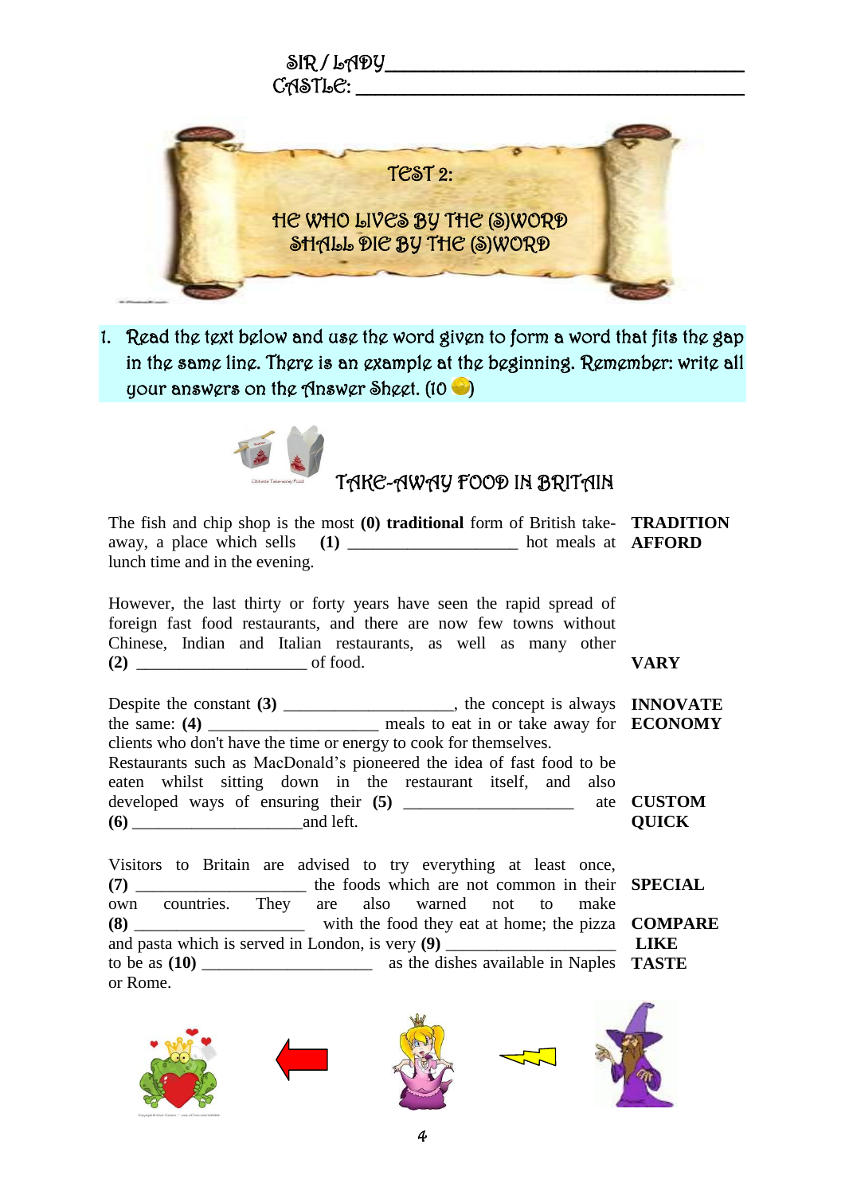SIR / LADY ___________________________
CASTLE: ___________________________

# TEST 2:

## HE WHO LIVES BY THE (S)WORD SHALL DIE BY THE (S)WORD

1. Read the text below and use the word given to form a word that fits the gap in the same line. There is an example at the beginning. Remember: write all your answers on the Answer Sheet. (10 )

### TAKE-AWAY FOOD IN BRITAIN

| | |
|---|---|
| The fish and chip shop is the most **(0) traditional** form of British take-away, a place which sells **(1)** ____________________ hot meals at lunch time and in the evening. | **TRADITION** **AFFORD** |
| However, the last thirty or forty years have seen the rapid spread of foreign fast food restaurants, and there are now few towns without Chinese, Indian and Italian restaurants, as well as many other **(2)** ____________________ of food. | **VARY** |
| Despite the constant **(3)** ____________________, the concept is always the same: **(4)** ____________________ meals to eat in or take away for clients who don't have the time or energy to cook for themselves. | **INNOVATE** **ECONOMY** |
| Restaurants such as MacDonald's pioneered the idea of fast food to be eaten whilst sitting down in the restaurant itself, and also developed ways of ensuring their **(5)** ____________________ ate **(6)** ____________________and left. | **CUSTOM** **QUICK** |
| Visitors to Britain are advised to try everything at least once, **(7)** ____________________ the foods which are not common in their own countries. They are also warned not to make **(8)** ____________________ with the food they eat at home; the pizza and pasta which is served in London, is very **(9)** ____________________ to be as **(10)** ____________________ as the dishes available in Naples or Rome. | **SPECIAL** **COMPARE** **LIKE** **TASTE** |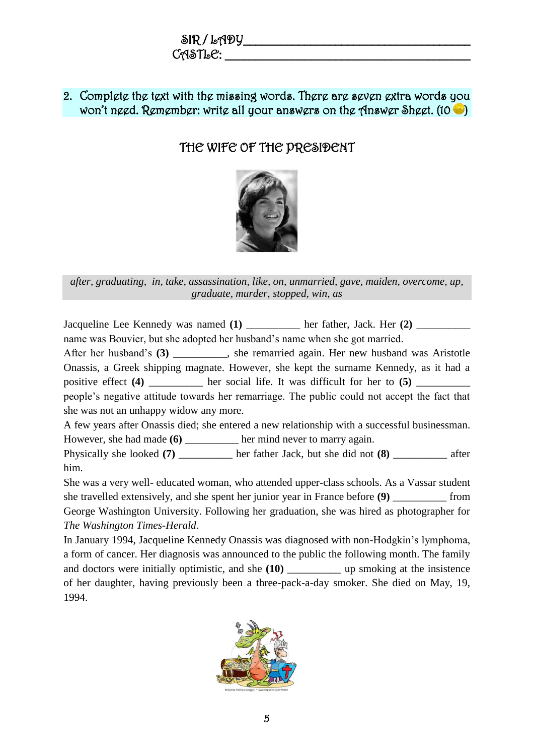SIR / LADY ___________________________________

CASTLE: ______________________________________

2. Complete the text with the missing words. There are seven extra words you won't need. Remember: write all your answers on the Answer Sheet. (10)

## THE WIFE OF THE PRESIDENT

*after, graduating, in, take, assassination, like, on, unmarried, gave, maiden, overcome, up, graduate, murder, stopped, win, as*

Jacqueline Lee Kennedy was named **(1)** __________ her father, Jack. Her **(2)** __________ name was Bouvier, but she adopted her husband's name when she got married.

After her husband's **(3)** __________, she remarried again. Her new husband was Aristotle Onassis, a Greek shipping magnate. However, she kept the surname Kennedy, as it had a positive effect **(4)** __________ her social life. It was difficult for her to **(5)** __________ people's negative attitude towards her remarriage. The public could not accept the fact that she was not an unhappy widow any more.

A few years after Onassis died; she entered a new relationship with a successful businessman. However, she had made **(6)** __________ her mind never to marry again.

Physically she looked **(7)** __________ her father Jack, but she did not **(8)** __________ after him.

She was a very well- educated woman, who attended upper-class schools. As a Vassar student she travelled extensively, and she spent her junior year in France before **(9)** __________ from George Washington University. Following her graduation, she was hired as photographer for *The Washington Times-Herald*.

In January 1994, Jacqueline Kennedy Onassis was diagnosed with non-Hodgkin's lymphoma, a form of cancer. Her diagnosis was announced to the public the following month. The family and doctors were initially optimistic, and she **(10)** __________ up smoking at the insistence of her daughter, having previously been a three-pack-a-day smoker. She died on May, 19, 1994.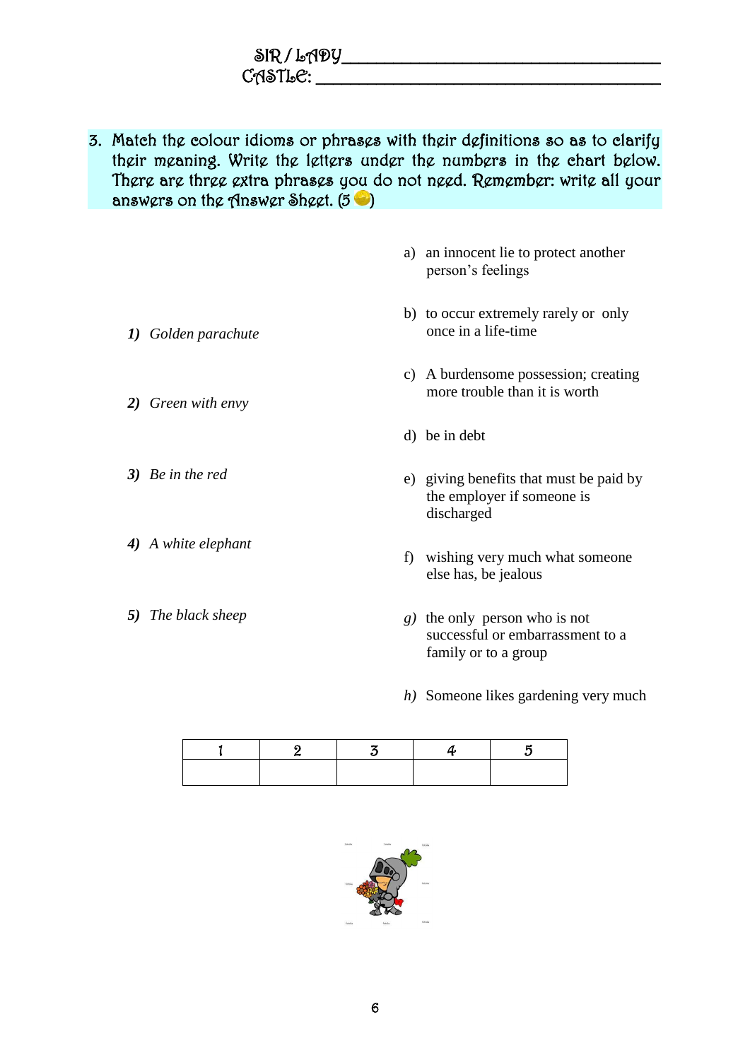SIR / LADY ___________________________________
CASTLE: ______________________________________

3. Match the colour idioms or phrases with their definitions so as to clarify their meaning. Write the letters under the numbers in the chart below. There are three extra phrases you do not need. Remember: write all your answers on the Answer Sheet. (5 )

1) *Golden parachute*

2) *Green with envy*

3) *Be in the red*

4) *A white elephant*

5) *The black sheep*

a) an innocent lie to protect another person's feelings

b) to occur extremely rarely or only once in a life-time

c) A burdensome possession; creating more trouble than it is worth

d) be in debt

e) giving benefits that must be paid by the employer if someone is discharged

f) wishing very much what someone else has, be jealous

*g)* the only person who is not successful or embarrassment to a family or to a group

*h)* Someone likes gardening very much

| 1 | 2 | 3 | 4 | 5 |
|---|---|---|---|---|
| | | | | |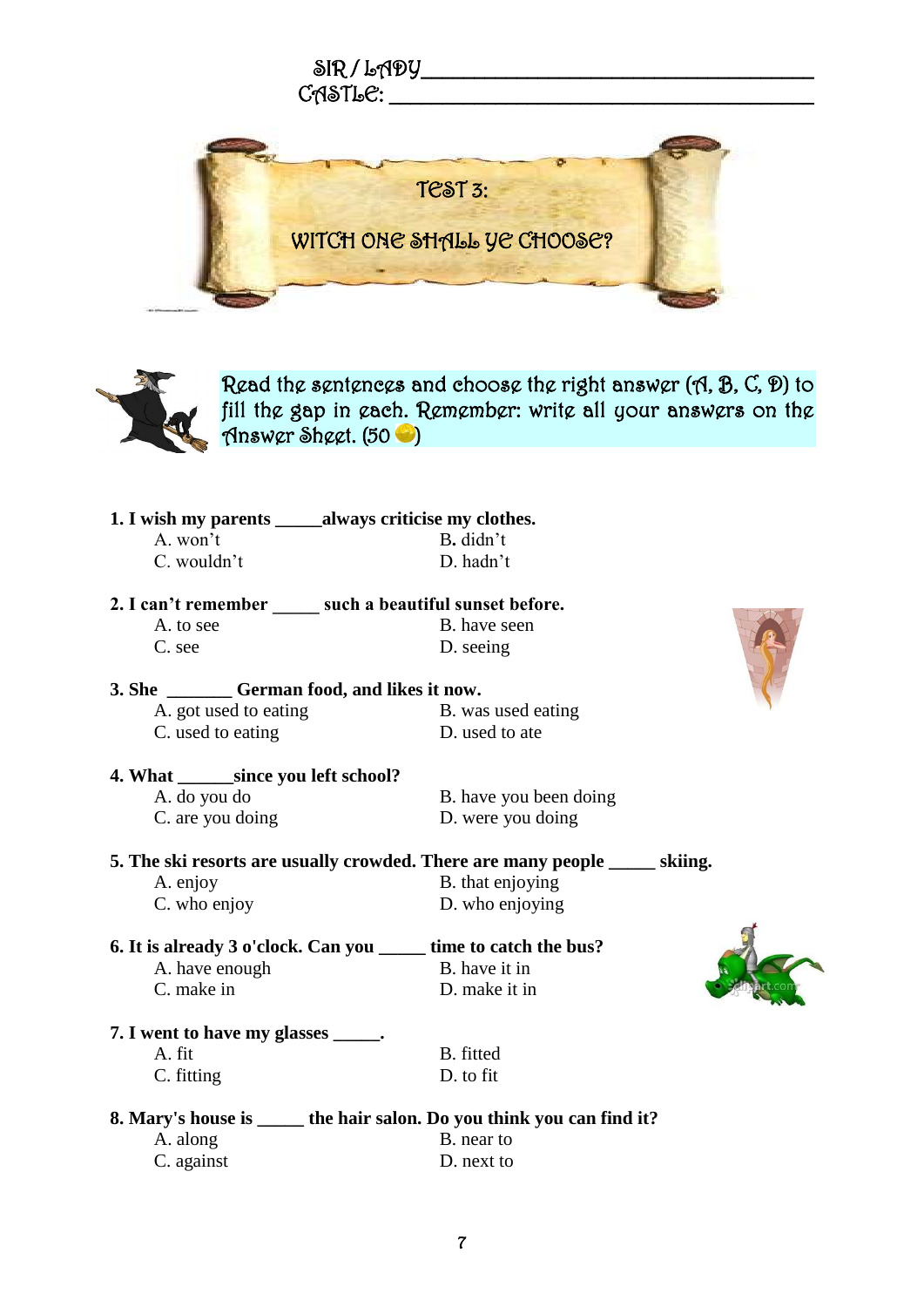SIR / LADY___________________________________

CASTLE: _____________________________________

# TEST 3:

## WITCH ONE SHALL YE CHOOSE?

Read the sentences and choose the right answer (A, B, C, D) to fill the gap in each. Remember: write all your answers on the Answer Sheet. (50 )

**1. I wish my parents _____always criticise my clothes.**

A. won't  
B. didn't  
C. wouldn't  
D. hadn't

**2. I can't remember _____ such a beautiful sunset before.**

A. to see  
B. have seen  
C. see  
D. seeing

**3. She _______ German food, and likes it now.**

A. got used to eating  
B. was used eating  
C. used to eating  
D. used to ate

**4. What ______since you left school?**

A. do you do  
B. have you been doing  
C. are you doing  
D. were you doing

**5. The ski resorts are usually crowded. There are many people _____ skiing.**

A. enjoy  
B. that enjoying  
C. who enjoy  
D. who enjoying

**6. It is already 3 o'clock. Can you _____ time to catch the bus?**

A. have enough  
B. have it in  
C. make in  
D. make it in

**7. I went to have my glasses _____.**

A. fit  
B. fitted  
C. fitting  
D. to fit

**8. Mary's house is _____ the hair salon. Do you think you can find it?**

A. along  
B. near to  
C. against  
D. next to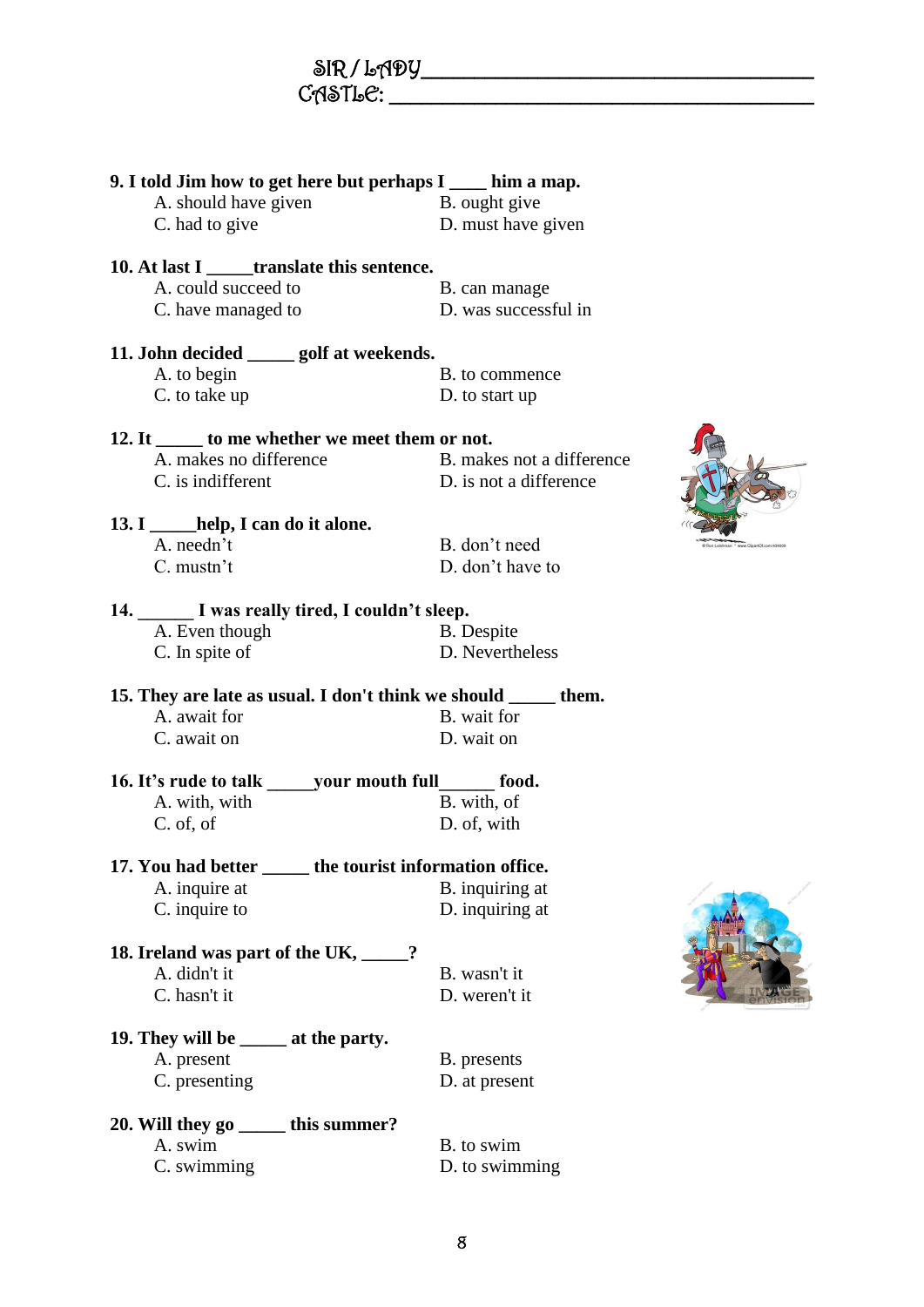SIR / LADY ______________________________

CASTLE: ______________________________

**9. I told Jim how to get here but perhaps I ____ him a map.**

A. should have given
B. ought give
C. had to give
D. must have given

**10. At last I _____translate this sentence.**

A. could succeed to
B. can manage
C. have managed to
D. was successful in

**11. John decided _____ golf at weekends.**

A. to begin
B. to commence
C. to take up
D. to start up

**12. It _____ to me whether we meet them or not.**

A. makes no difference
B. makes not a difference
C. is indifferent
D. is not a difference

**13. I _____help, I can do it alone.**

A. needn't
B. don't need
C. mustn't
D. don't have to

**14. ______ I was really tired, I couldn't sleep.**

A. Even though
B. Despite
C. In spite of
D. Nevertheless

**15. They are late as usual. I don't think we should _____ them.**

A. await for
B. wait for
C. await on
D. wait on

**16. It's rude to talk _____your mouth full______ food.**

A. with, with
B. with, of
C. of, of
D. of, with

**17. You had better _____ the tourist information office.**

A. inquire at
B. inquiring at
C. inquire to
D. inquiring at

**18. Ireland was part of the UK, _____?**

A. didn't it
B. wasn't it
C. hasn't it
D. weren't it

**19. They will be _____ at the party.**

A. present
B. presents
C. presenting
D. at present

**20. Will they go _____ this summer?**

A. swim
B. to swim
C. swimming
D. to swimming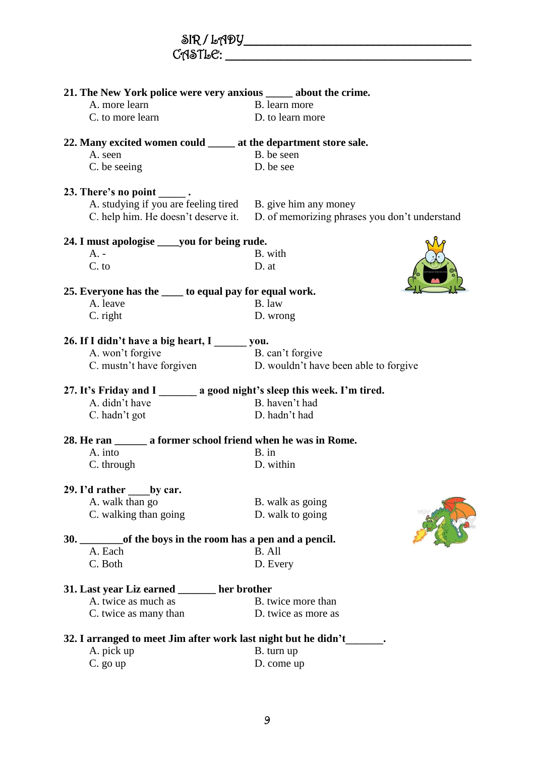SIR / LADY_________________________________
CASTLE: _________________________________

**21. The New York police were very anxious _____ about the crime.**

A. more learn
B. learn more
C. to more learn
D. to learn more

**22. Many excited women could _____ at the department store sale.**

A. seen
B. be seen
C. be seeing
D. be see

**23. There's no point _____ .**

A. studying if you are feeling tired
B. give him any money
C. help him. He doesn't deserve it.
D. of memorizing phrases you don't understand

**24. I must apologise ____you for being rude.**

A. -
B. with
C. to
D. at

**25. Everyone has the ____ to equal pay for equal work.**

A. leave
B. law
C. right
D. wrong

**26. If I didn't have a big heart, I ______ you.**

A. won't forgive
B. can't forgive
C. mustn't have forgiven
D. wouldn't have been able to forgive

**27. It's Friday and I _______ a good night's sleep this week. I'm tired.**

A. didn't have
B. haven't had
C. hadn't got
D. hadn't had

**28. He ran ______ a former school friend when he was in Rome.**

A. into
B. in
C. through
D. within

**29. I'd rather ____by car.**

A. walk than go
B. walk as going
C. walking than going
D. walk to going

**30. ________of the boys in the room has a pen and a pencil.**

A. Each
B. All
C. Both
D. Every

**31. Last year Liz earned _______ her brother**

A. twice as much as
B. twice more than
C. twice as many than
D. twice as more as

**32. I arranged to meet Jim after work last night but he didn't_______.**

A. pick up
B. turn up
C. go up
D. come up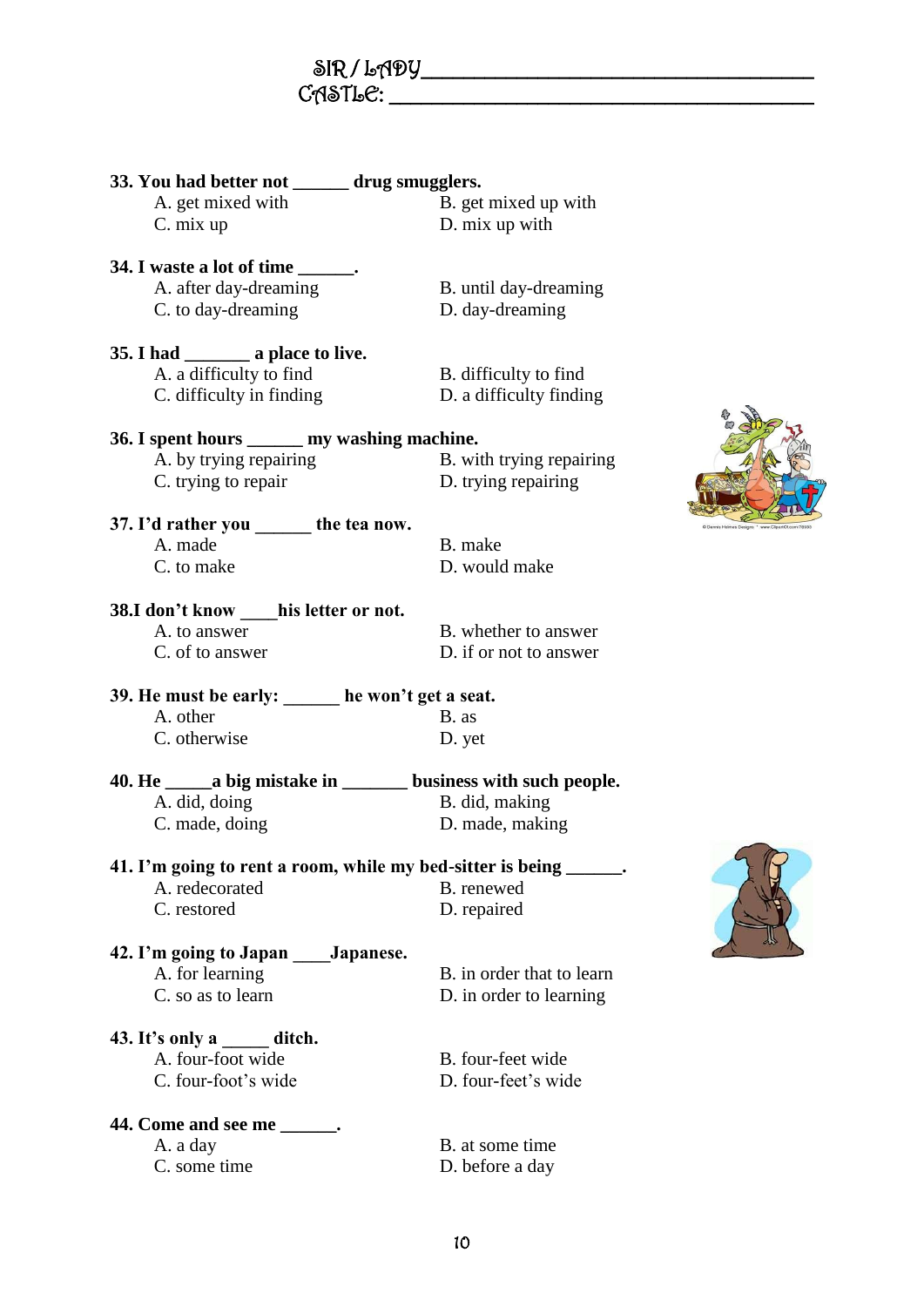SIR / LADY______________________________
CASTLE: ________________________________

**33. You had better not ______ drug smugglers.**

A. get mixed with
B. get mixed up with
C. mix up
D. mix up with

**34. I waste a lot of time ______.**

A. after day-dreaming
B. until day-dreaming
C. to day-dreaming
D. day-dreaming

**35. I had _______ a place to live.**

A. a difficulty to find
B. difficulty to find
C. difficulty in finding
D. a difficulty finding

**36. I spent hours ______ my washing machine.**

A. by trying repairing
B. with trying repairing
C. trying to repair
D. trying repairing

**37. I'd rather you ______ the tea now.**

A. made
B. make
C. to make
D. would make

**38.I don't know ____his letter or not.**

A. to answer
B. whether to answer
C. of to answer
D. if or not to answer

**39. He must be early: ______ he won't get a seat.**

A. other
B. as
C. otherwise
D. yet

**40. He _____a big mistake in _______ business with such people.**

A. did, doing
B. did, making
C. made, doing
D. made, making

**41. I'm going to rent a room, while my bed-sitter is being ______.**

A. redecorated
B. renewed
C. restored
D. repaired

**42. I'm going to Japan ____Japanese.**

A. for learning
B. in order that to learn
C. so as to learn
D. in order to learning

**43. It's only a _____ ditch.**

A. four-foot wide
B. four-feet wide
C. four-foot's wide
D. four-feet's wide

**44. Come and see me ______.**

A. a day
B. at some time
C. some time
D. before a day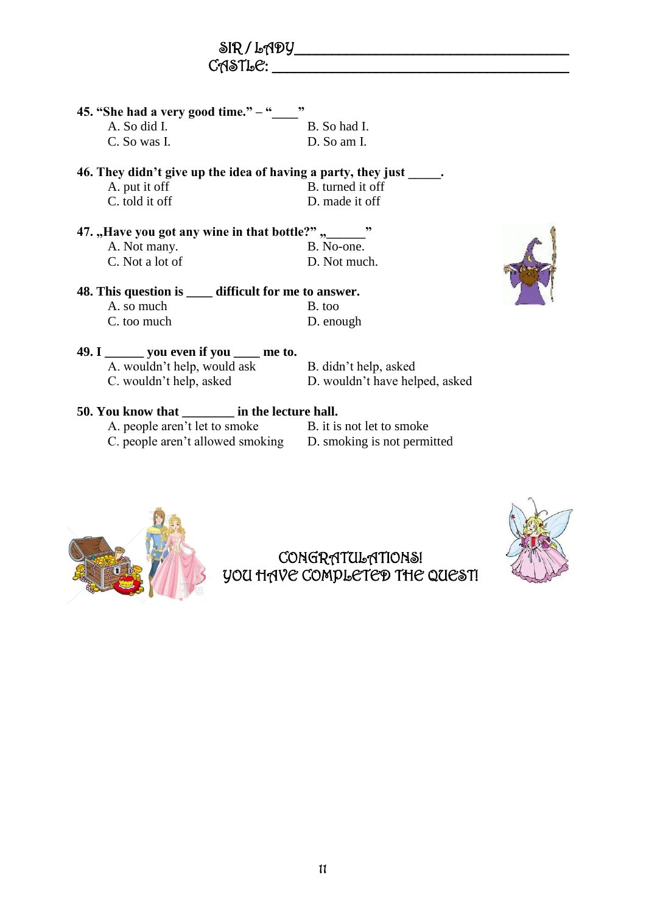SIR / LADY\_\_\_\_\_\_\_\_\_\_\_\_\_\_\_\_\_\_\_\_\_\_\_\_\_\_\_\_\_\_\_\_\_\_\_\_\_\_\_\_

CASTLE: \_\_\_\_\_\_\_\_\_\_\_\_\_\_\_\_\_\_\_\_\_\_\_\_\_\_\_\_\_\_\_\_\_\_\_\_\_\_\_\_

**45. "She had a very good time." – "\_\_\_\_"**

A. So did I. B. So had I.
C. So was I. D. So am I.

**46. They didn't give up the idea of having a party, they just \_\_\_\_\_.**

A. put it off B. turned it off
C. told it off D. made it off

**47. „Have you got any wine in that bottle?" „\_\_\_\_\_\_"**

A. Not many. B. No-one.
C. Not a lot of D. Not much.

**48. This question is \_\_\_\_ difficult for me to answer.**

A. so much B. too
C. too much D. enough

**49. I \_\_\_\_\_\_ you even if you \_\_\_\_ me to.**

A. wouldn't help, would ask B. didn't help, asked
C. wouldn't help, asked D. wouldn't have helped, asked

**50. You know that \_\_\_\_\_\_\_\_ in the lecture hall.**

A. people aren't let to smoke B. it is not let to smoke
C. people aren't allowed smoking D. smoking is not permitted

CONGRATULATIONS!
YOU HAVE COMPLETED THE QUEST!